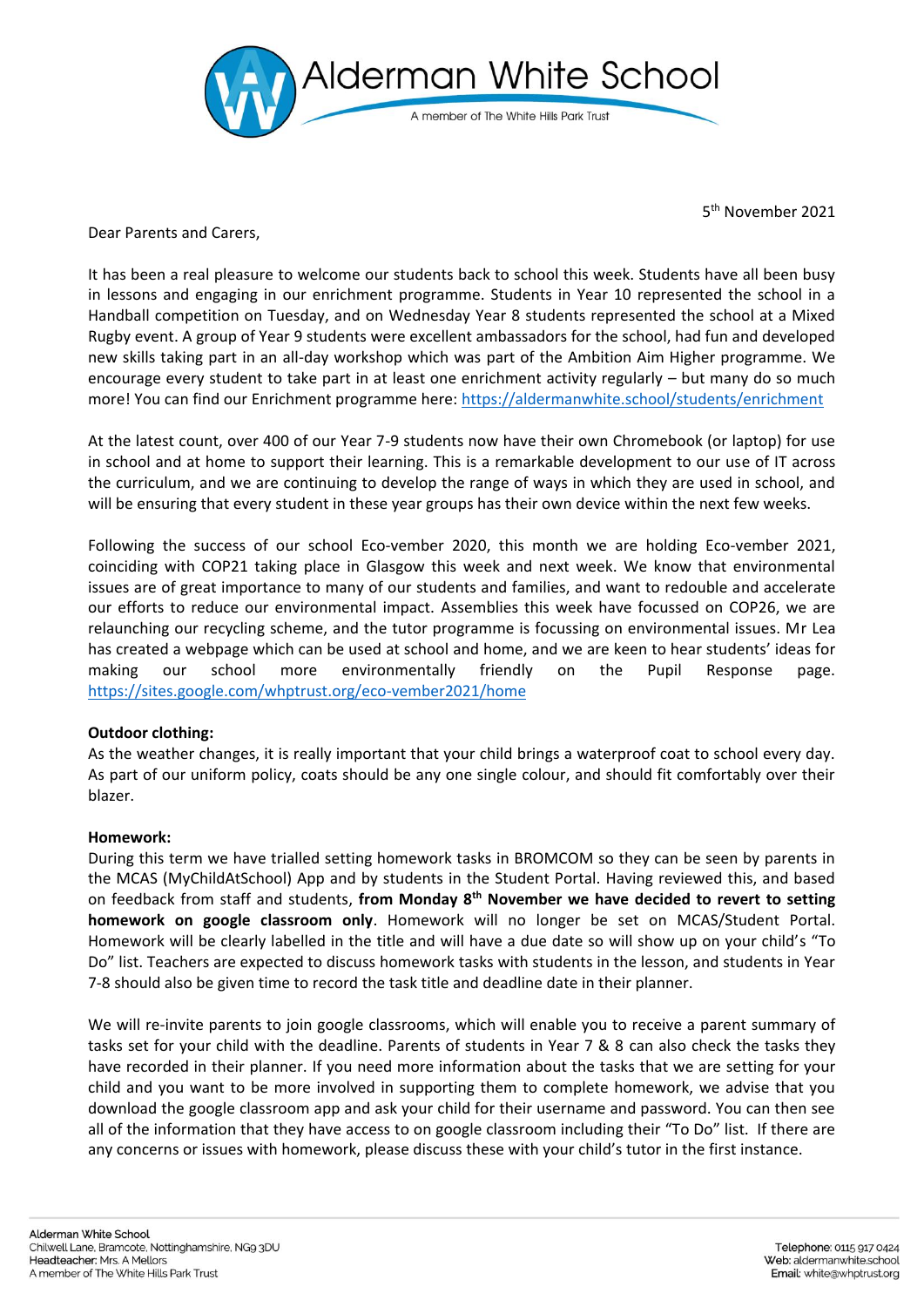# Alderman White School

A member of The White Hills Park Trust

5th November 2021

Dear Parents and Carers,

It has been a real pleasure to welcome our students back to school this week. Students have all been busy in lessons and engaging in our enrichment programme. Students in Year 10 represented the school in a Handball competition on Tuesday, and on Wednesday Year 8 students represented the school at a Mixed Rugby event. A group of Year 9 students were excellent ambassadors for the school, had fun and developed new skills taking part in an all-day workshop which was part of the Ambition Aim Higher programme. We encourage every student to take part in at least one enrichment activity regularly – but many do so much more! You can find our Enrichment programme here: https://aldermanwhite.school/students/enrichment

At the latest count, over 400 of our Year 7-9 students now have their own Chromebook (or laptop) for use in school and at home to support their learning. This is a remarkable development to our use of IT across the curriculum, and we are continuing to develop the range of ways in which they are used in school, and will be ensuring that every student in these year groups has their own device within the next few weeks.

Following the success of our school Eco-vember 2020, this month we are holding Eco-vember 2021, coinciding with COP21 taking place in Glasgow this week and next week. We know that environmental issues are of great importance to many of our students and families, and want to redouble and accelerate our efforts to reduce our environmental impact. Assemblies this week have focussed on COP26, we are relaunching our recycling scheme, and the tutor programme is focussing on environmental issues. Mr Lea has created a webpage which can be used at school and home, and we are keen to hear students' ideas for making our school more environmentally friendly on the Pupil Response page. https://sites.google.com/whptrust.org/eco-vember2021/home

**Outdoor clothing:**
As the weather changes, it is really important that your child brings a waterproof coat to school every day. As part of our uniform policy, coats should be any one single colour, and should fit comfortably over their blazer.

**Homework:**
During this term we have trialled setting homework tasks in BROMCOM so they can be seen by parents in the MCAS (MyChildAtSchool) App and by students in the Student Portal. Having reviewed this, and based on feedback from staff and students, **from Monday 8th November we have decided to revert to setting homework on google classroom only**. Homework will no longer be set on MCAS/Student Portal. Homework will be clearly labelled in the title and will have a due date so will show up on your child's "To Do" list. Teachers are expected to discuss homework tasks with students in the lesson, and students in Year 7-8 should also be given time to record the task title and deadline date in their planner.

We will re-invite parents to join google classrooms, which will enable you to receive a parent summary of tasks set for your child with the deadline. Parents of students in Year 7 & 8 can also check the tasks they have recorded in their planner. If you need more information about the tasks that we are setting for your child and you want to be more involved in supporting them to complete homework, we advise that you download the google classroom app and ask your child for their username and password. You can then see all of the information that they have access to on google classroom including their "To Do" list. If there are any concerns or issues with homework, please discuss these with your child's tutor in the first instance.

Alderman White School
Chilwell Lane, Bramcote, Nottinghamshire, NG9 3DU
Headteacher: Mrs. A Mellors
A member of The White Hills Park Trust

Telephone: 0115 917 0424
Web: aldermanwhite.school
Email: white@whptrust.org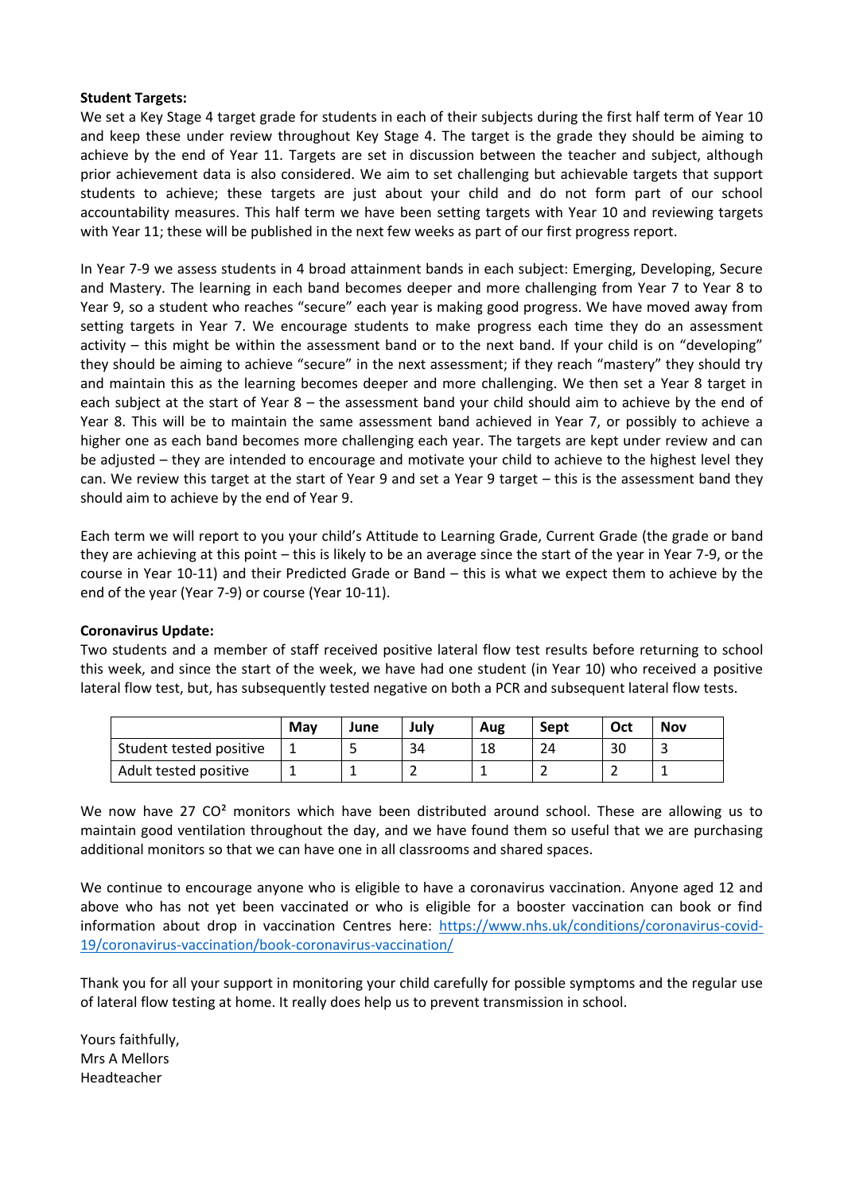**Student Targets:**

We set a Key Stage 4 target grade for students in each of their subjects during the first half term of Year 10 and keep these under review throughout Key Stage 4. The target is the grade they should be aiming to achieve by the end of Year 11. Targets are set in discussion between the teacher and subject, although prior achievement data is also considered. We aim to set challenging but achievable targets that support students to achieve; these targets are just about your child and do not form part of our school accountability measures. This half term we have been setting targets with Year 10 and reviewing targets with Year 11; these will be published in the next few weeks as part of our first progress report.

In Year 7-9 we assess students in 4 broad attainment bands in each subject: Emerging, Developing, Secure and Mastery. The learning in each band becomes deeper and more challenging from Year 7 to Year 8 to Year 9, so a student who reaches "secure" each year is making good progress. We have moved away from setting targets in Year 7. We encourage students to make progress each time they do an assessment activity – this might be within the assessment band or to the next band. If your child is on "developing" they should be aiming to achieve "secure" in the next assessment; if they reach "mastery" they should try and maintain this as the learning becomes deeper and more challenging. We then set a Year 8 target in each subject at the start of Year 8 – the assessment band your child should aim to achieve by the end of Year 8. This will be to maintain the same assessment band achieved in Year 7, or possibly to achieve a higher one as each band becomes more challenging each year. The targets are kept under review and can be adjusted – they are intended to encourage and motivate your child to achieve to the highest level they can. We review this target at the start of Year 9 and set a Year 9 target – this is the assessment band they should aim to achieve by the end of Year 9.

Each term we will report to you your child's Attitude to Learning Grade, Current Grade (the grade or band they are achieving at this point – this is likely to be an average since the start of the year in Year 7-9, or the course in Year 10-11) and their Predicted Grade or Band – this is what we expect them to achieve by the end of the year (Year 7-9) or course (Year 10-11).

**Coronavirus Update:**

Two students and a member of staff received positive lateral flow test results before returning to school this week, and since the start of the week, we have had one student (in Year 10) who received a positive lateral flow test, but, has subsequently tested negative on both a PCR and subsequent lateral flow tests.

| | May | June | July | Aug | Sept | Oct | Nov |
|---|---|---|---|---|---|---|---|
| Student tested positive | 1 | 5 | 34 | 18 | 24 | 30 | 3 |
| Adult tested positive | 1 | 1 | 2 | 1 | 2 | 2 | 1 |

We now have 27 $CO^2$ monitors which have been distributed around school. These are allowing us to maintain good ventilation throughout the day, and we have found them so useful that we are purchasing additional monitors so that we can have one in all classrooms and shared spaces.

We continue to encourage anyone who is eligible to have a coronavirus vaccination. Anyone aged 12 and above who has not yet been vaccinated or who is eligible for a booster vaccination can book or find information about drop in vaccination Centres here: https://www.nhs.uk/conditions/coronavirus-covid-19/coronavirus-vaccination/book-coronavirus-vaccination/

Thank you for all your support in monitoring your child carefully for possible symptoms and the regular use of lateral flow testing at home. It really does help us to prevent transmission in school.

Yours faithfully,
Mrs A Mellors
Headteacher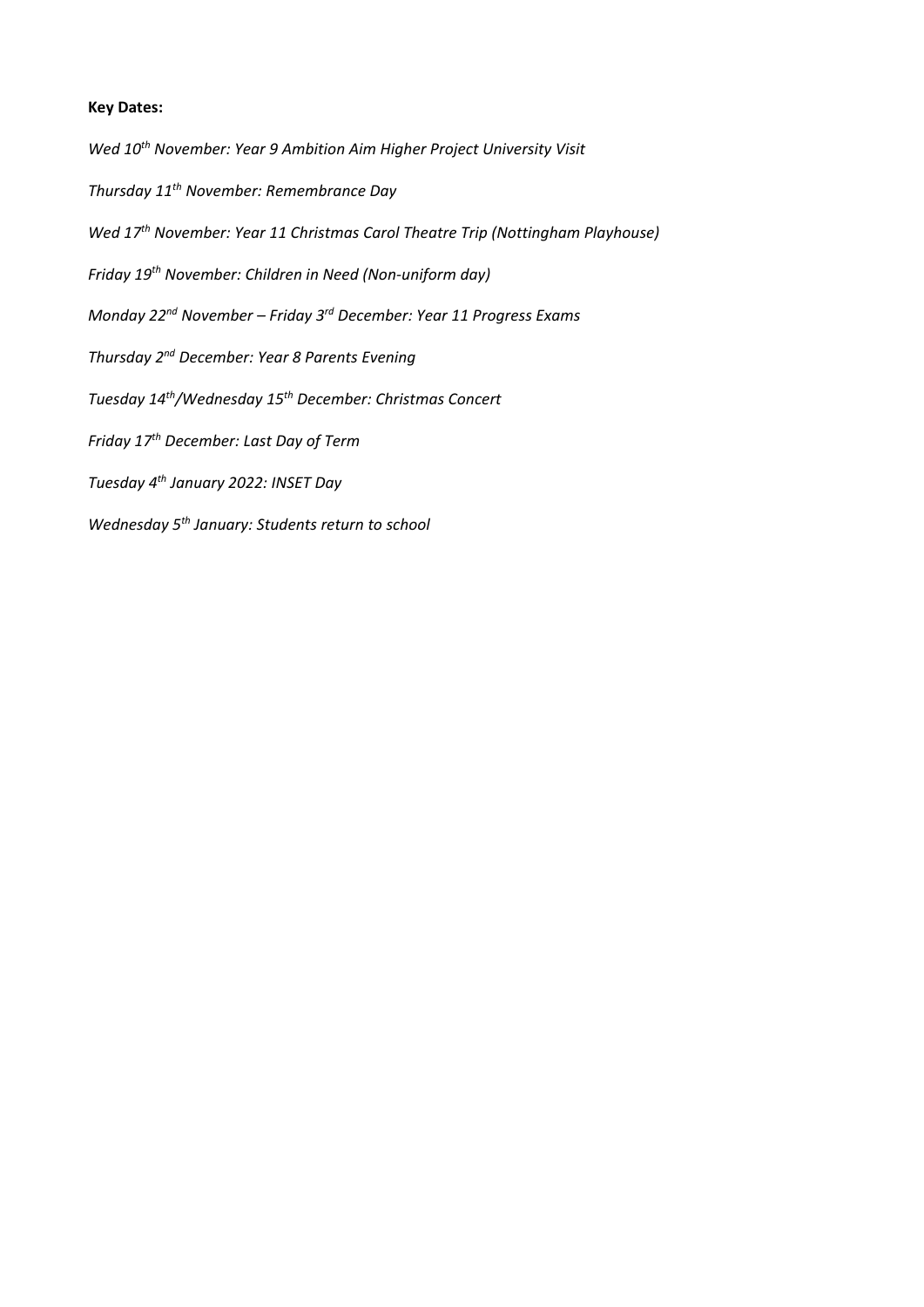**Key Dates:**

*Wed 10th November: Year 9 Ambition Aim Higher Project University Visit*

*Thursday 11th November: Remembrance Day*

*Wed 17th November: Year 11 Christmas Carol Theatre Trip (Nottingham Playhouse)*

*Friday 19th November: Children in Need (Non-uniform day)*

*Monday 22nd November – Friday 3rd December: Year 11 Progress Exams*

*Thursday 2nd December: Year 8 Parents Evening*

*Tuesday 14th/Wednesday 15th December: Christmas Concert*

*Friday 17th December: Last Day of Term*

*Tuesday 4th January 2022: INSET Day*

*Wednesday 5th January: Students return to school*